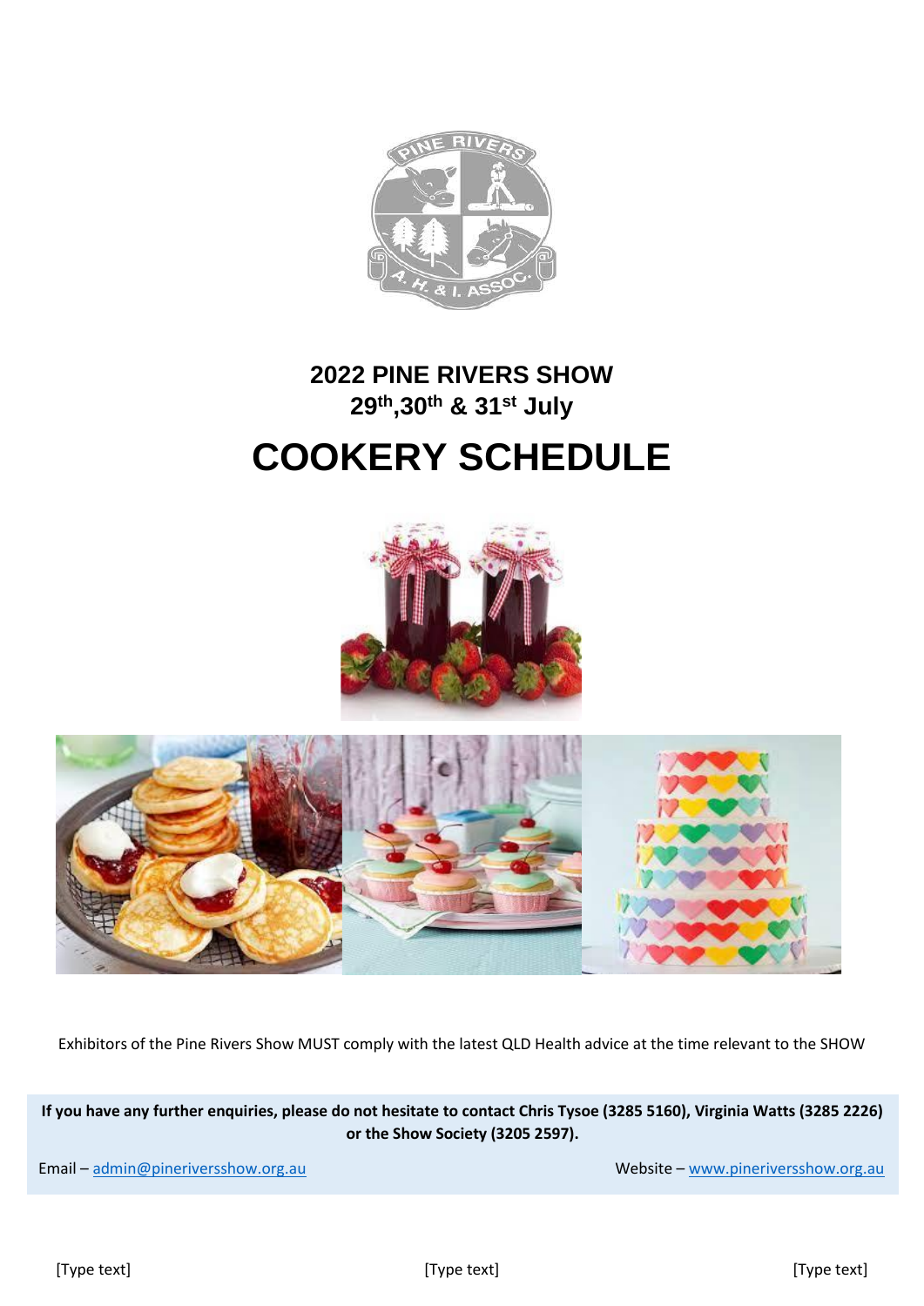# 2022 PINE RIVERS SHOW

## 29th,30th & 31st July

# COOKERY SCHEDULE

Exhibitors of the Pine Rivers Show MUST comply with the latest QLD Health advice at the time relevant to the SHOW

**If you have any further enquiries, please do not hesitate to contact Chris Tysoe (3285 5160), Virginia Watts (3285 2226) or the Show Society (3205 2597).**

Email – admin@pineriversshow.org.au

Website – www.pineriversshow.org.au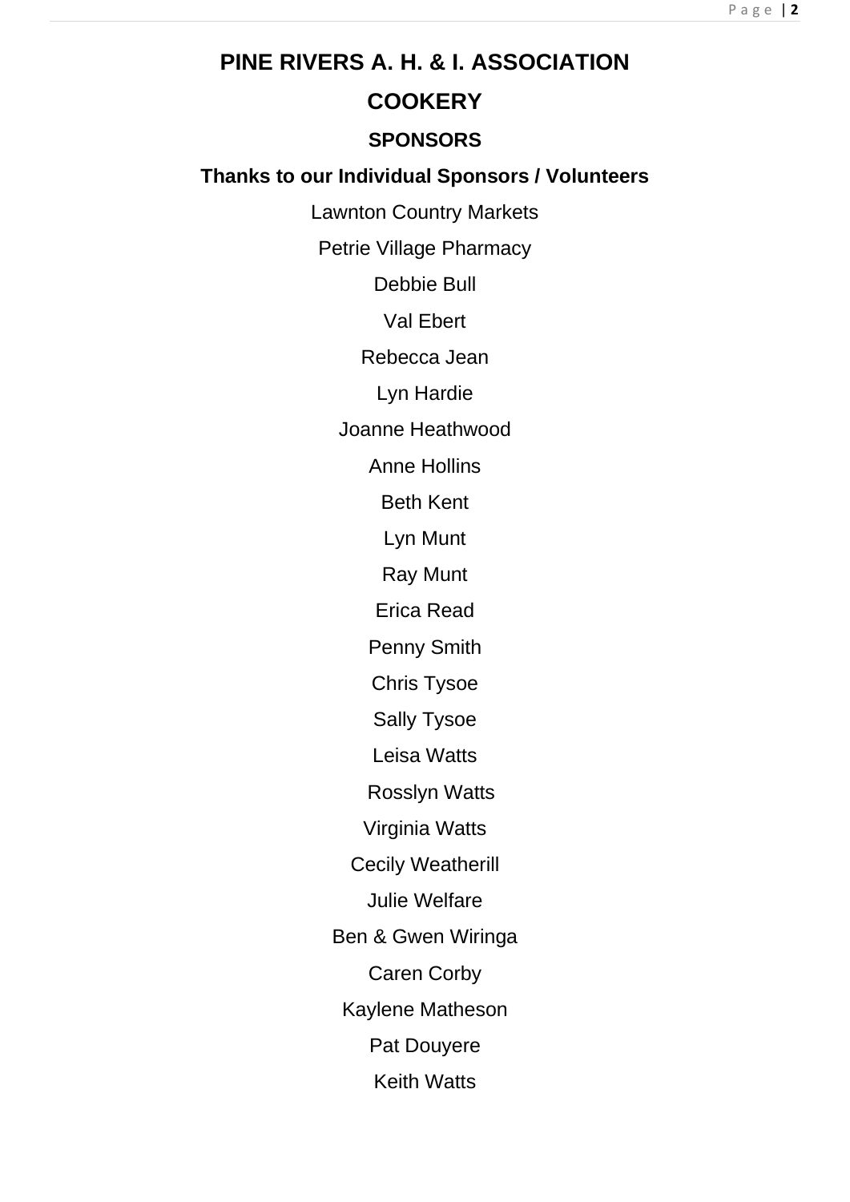# PINE RIVERS A. H. & I. ASSOCIATION

## COOKERY

### SPONSORS

**Thanks to our Individual Sponsors / Volunteers**

Lawnton Country Markets

Petrie Village Pharmacy

Debbie Bull

Val Ebert

Rebecca Jean

Lyn Hardie

Joanne Heathwood

Anne Hollins

Beth Kent

Lyn Munt

Ray Munt

Erica Read

Penny Smith

Chris Tysoe

Sally Tysoe

Leisa Watts

Rosslyn Watts

Virginia Watts

Cecily Weatherill

Julie Welfare

Ben & Gwen Wiringa

Caren Corby

Kaylene Matheson

Pat Douyere

Keith Watts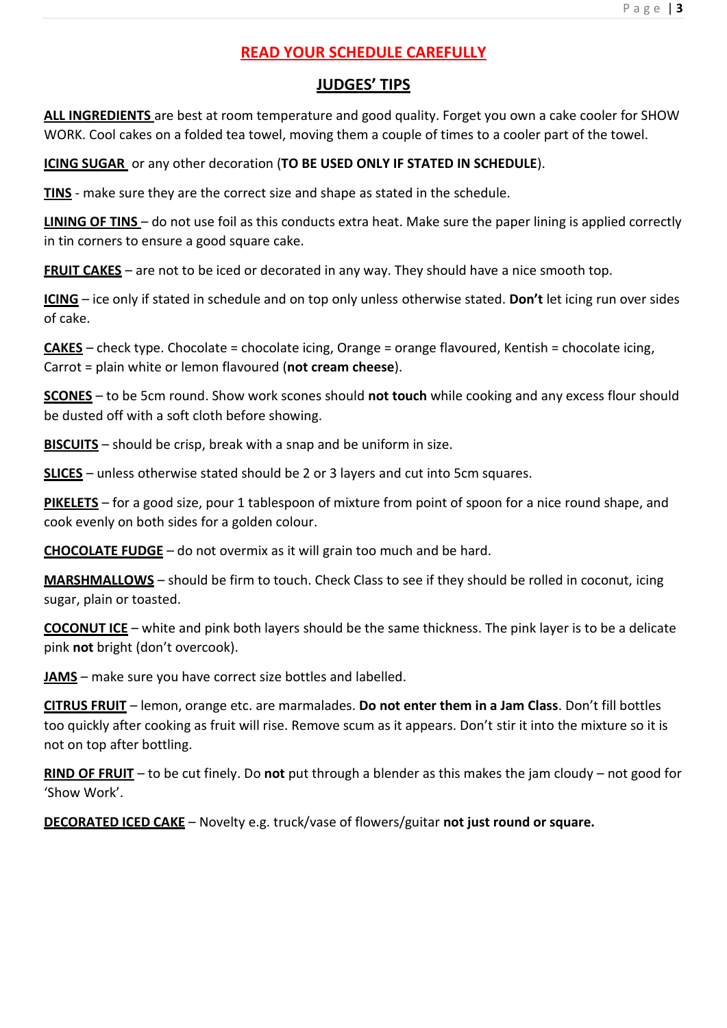## READ YOUR SCHEDULE CAREFULLY

## JUDGES' TIPS

**ALL INGREDIENTS** are best at room temperature and good quality. Forget you own a cake cooler for SHOW WORK. Cool cakes on a folded tea towel, moving them a couple of times to a cooler part of the towel.

**ICING SUGAR** or any other decoration (**TO BE USED ONLY IF STATED IN SCHEDULE**).

**TINS** - make sure they are the correct size and shape as stated in the schedule.

**LINING OF TINS** – do not use foil as this conducts extra heat. Make sure the paper lining is applied correctly in tin corners to ensure a good square cake.

**FRUIT CAKES** – are not to be iced or decorated in any way. They should have a nice smooth top.

**ICING** – ice only if stated in schedule and on top only unless otherwise stated. **Don't** let icing run over sides of cake.

**CAKES** – check type. Chocolate = chocolate icing, Orange = orange flavoured, Kentish = chocolate icing, Carrot = plain white or lemon flavoured (**not cream cheese**).

**SCONES** – to be 5cm round. Show work scones should **not touch** while cooking and any excess flour should be dusted off with a soft cloth before showing.

**BISCUITS** – should be crisp, break with a snap and be uniform in size.

**SLICES** – unless otherwise stated should be 2 or 3 layers and cut into 5cm squares.

**PIKELETS** – for a good size, pour 1 tablespoon of mixture from point of spoon for a nice round shape, and cook evenly on both sides for a golden colour.

**CHOCOLATE FUDGE** – do not overmix as it will grain too much and be hard.

**MARSHMALLOWS** – should be firm to touch. Check Class to see if they should be rolled in coconut, icing sugar, plain or toasted.

**COCONUT ICE** – white and pink both layers should be the same thickness. The pink layer is to be a delicate pink **not** bright (don't overcook).

**JAMS** – make sure you have correct size bottles and labelled.

**CITRUS FRUIT** – lemon, orange etc. are marmalades. **Do not enter them in a Jam Class**. Don't fill bottles too quickly after cooking as fruit will rise. Remove scum as it appears. Don't stir it into the mixture so it is not on top after bottling.

**RIND OF FRUIT** – to be cut finely. Do **not** put through a blender as this makes the jam cloudy – not good for 'Show Work'.

**DECORATED ICED CAKE** – Novelty e.g. truck/vase of flowers/guitar **not just round or square.**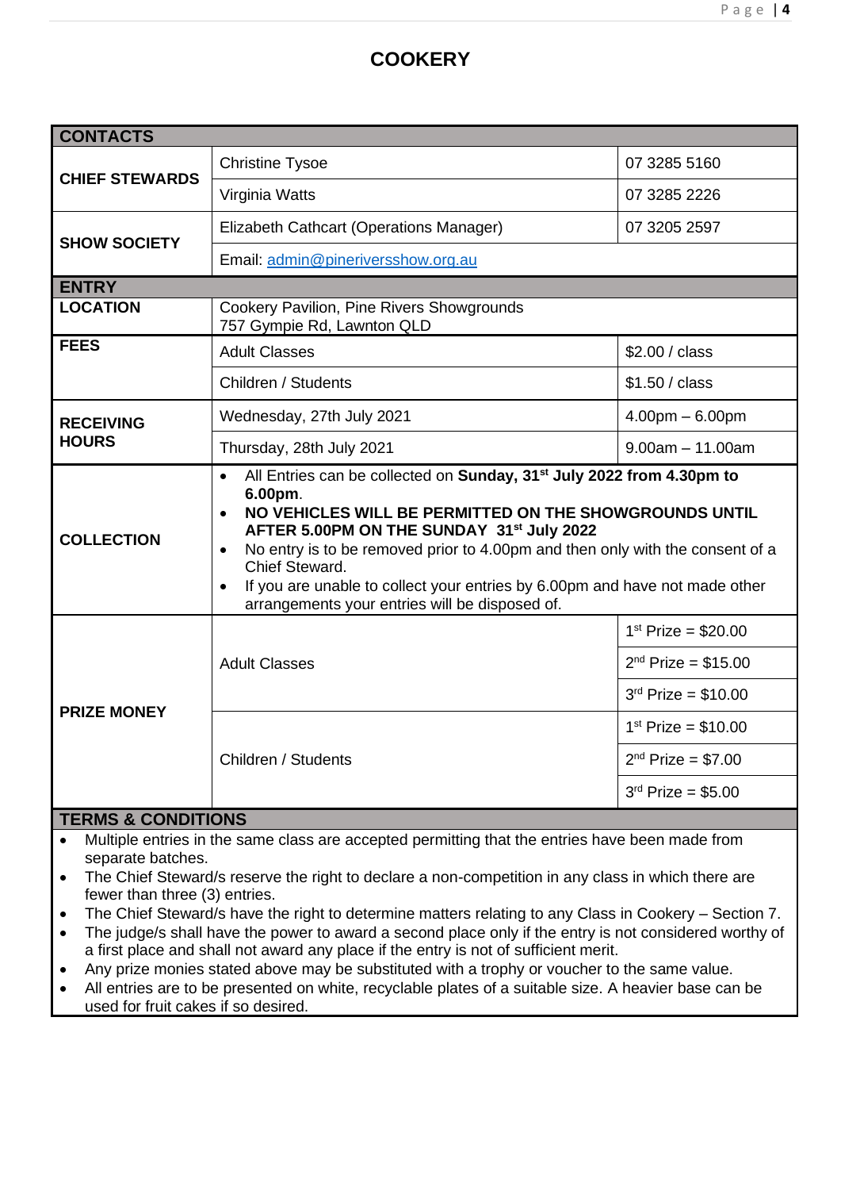# COOKERY

| CONTACTS | | |
|---|---|---|
| **CHIEF STEWARDS** | Christine Tysoe | 07 3285 5160 |
| | Virginia Watts | 07 3285 2226 |
| **SHOW SOCIETY** | Elizabeth Cathcart (Operations Manager) | 07 3205 2597 |
| | Email: admin@pineriversshow.org.au | |
| **ENTRY** | | |
| **LOCATION** | Cookery Pavilion, Pine Rivers Showgrounds<br>757 Gympie Rd, Lawnton QLD | |
| **FEES** | Adult Classes | $2.00 / class |
| | Children / Students | $1.50 / class |
| **RECEIVING HOURS** | Wednesday, 27th July 2021 | 4.00pm – 6.00pm |
| | Thursday, 28th July 2021 | 9.00am – 11.00am |
| **COLLECTION** | • All Entries can be collected on **Sunday, 31st July 2022 from 4.30pm to 6.00pm**.<br>• **NO VEHICLES WILL BE PERMITTED ON THE SHOWGROUNDS UNTIL AFTER 5.00PM ON THE SUNDAY 31st July 2022**<br>• No entry is to be removed prior to 4.00pm and then only with the consent of a Chief Steward.<br>• If you are unable to collect your entries by 6.00pm and have not made other arrangements your entries will be disposed of. | |
| **PRIZE MONEY** | Adult Classes | 1st Prize = $20.00 |
| | | 2nd Prize = $15.00 |
| | | 3rd Prize = $10.00 |
| | Children / Students | 1st Prize = $10.00 |
| | | 2nd Prize = $7.00 |
| | | 3rd Prize = $5.00 |

## TERMS & CONDITIONS

- Multiple entries in the same class are accepted permitting that the entries have been made from separate batches.
- The Chief Steward/s reserve the right to declare a non-competition in any class in which there are fewer than three (3) entries.
- The Chief Steward/s have the right to determine matters relating to any Class in Cookery – Section 7.
- The judge/s shall have the power to award a second place only if the entry is not considered worthy of a first place and shall not award any place if the entry is not of sufficient merit.
- Any prize monies stated above may be substituted with a trophy or voucher to the same value.
- All entries are to be presented on white, recyclable plates of a suitable size. A heavier base can be used for fruit cakes if so desired.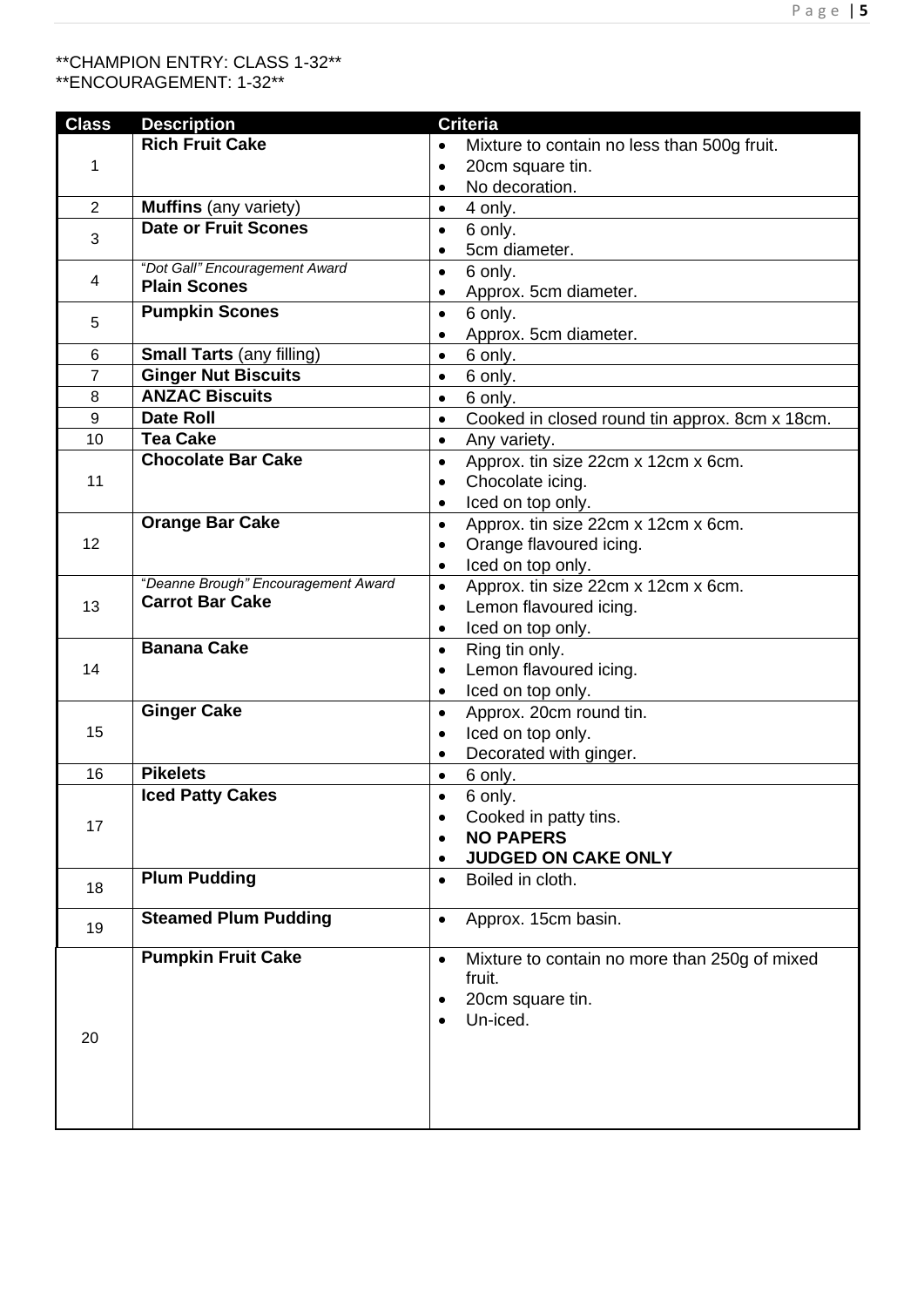**CHAMPION ENTRY: CLASS 1-32**
**ENCOURAGEMENT: 1-32**

| Class | Description | Criteria |
|---|---|---|
| 1 | **Rich Fruit Cake** | • Mixture to contain no less than 500g fruit.<br>• 20cm square tin.<br>• No decoration. |
| 2 | **Muffins** (any variety) | • 4 only. |
| 3 | **Date or Fruit Scones** | • 6 only.<br>• 5cm diameter. |
| 4 | *"Dot Gall" Encouragement Award*<br>**Plain Scones** | • 6 only.<br>• Approx. 5cm diameter. |
| 5 | **Pumpkin Scones** | • 6 only.<br>• Approx. 5cm diameter. |
| 6 | **Small Tarts** (any filling) | • 6 only. |
| 7 | **Ginger Nut Biscuits** | • 6 only. |
| 8 | **ANZAC Biscuits** | • 6 only. |
| 9 | **Date Roll** | • Cooked in closed round tin approx. 8cm x 18cm. |
| 10 | **Tea Cake** | • Any variety. |
| 11 | **Chocolate Bar Cake** | • Approx. tin size 22cm x 12cm x 6cm.<br>• Chocolate icing.<br>• Iced on top only. |
| 12 | **Orange Bar Cake** | • Approx. tin size 22cm x 12cm x 6cm.<br>• Orange flavoured icing.<br>• Iced on top only. |
| 13 | *"Deanne Brough" Encouragement Award*<br>**Carrot Bar Cake** | • Approx. tin size 22cm x 12cm x 6cm.<br>• Lemon flavoured icing.<br>• Iced on top only. |
| 14 | **Banana Cake** | • Ring tin only.<br>• Lemon flavoured icing.<br>• Iced on top only. |
| 15 | **Ginger Cake** | • Approx. 20cm round tin.<br>• Iced on top only.<br>• Decorated with ginger. |
| 16 | **Pikelets** | • 6 only. |
| 17 | **Iced Patty Cakes** | • 6 only.<br>• Cooked in patty tins.<br>• **NO PAPERS**<br>• **JUDGED ON CAKE ONLY** |
| 18 | **Plum Pudding** | • Boiled in cloth. |
| 19 | **Steamed Plum Pudding** | • Approx. 15cm basin. |
| 20 | **Pumpkin Fruit Cake** | • Mixture to contain no more than 250g of mixed fruit.<br>• 20cm square tin.<br>• Un-iced. |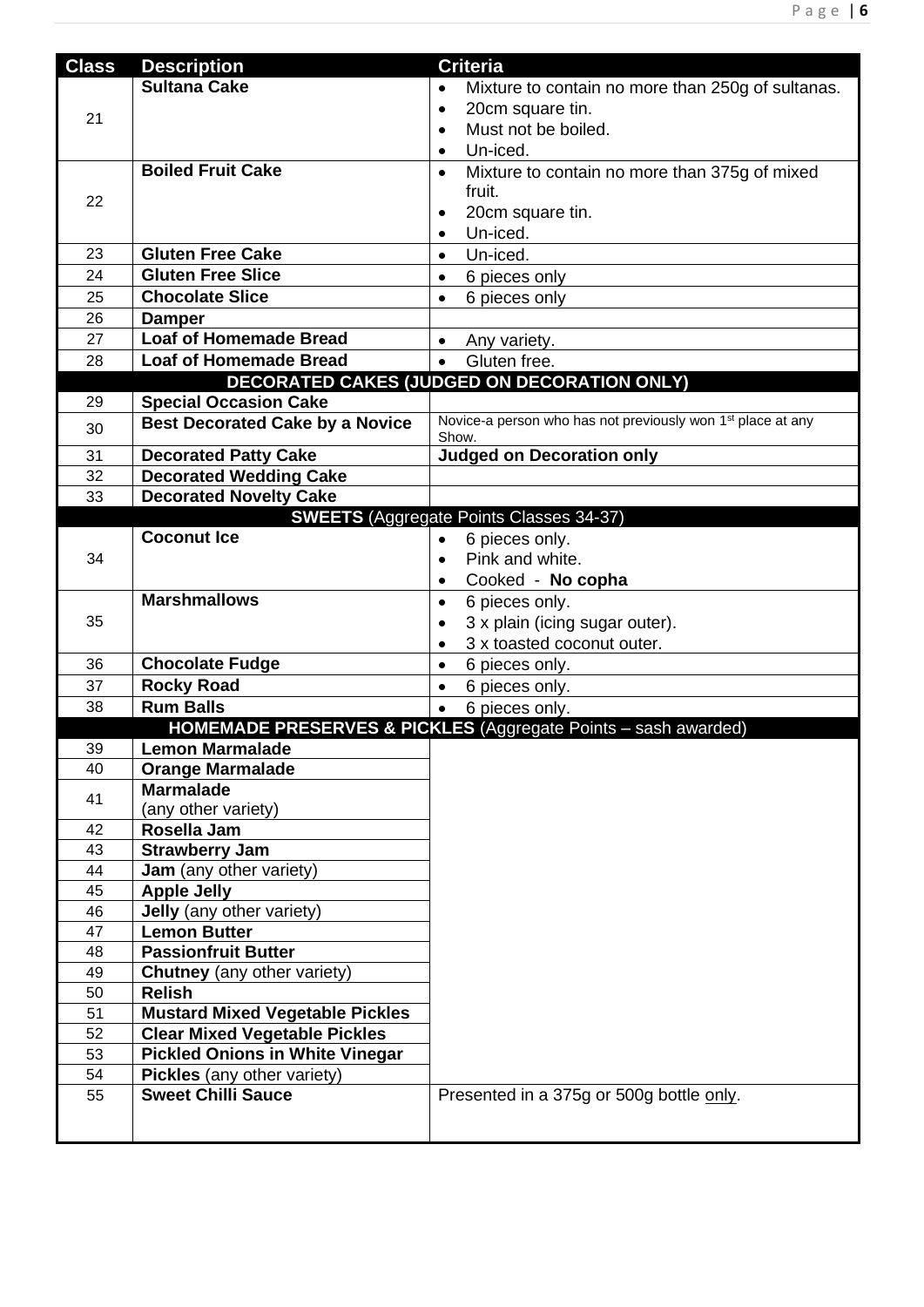| Class | Description | Criteria |
|---|---|---|
| 21 | **Sultana Cake** | • Mixture to contain no more than 250g of sultanas.<br>• 20cm square tin.<br>• Must not be boiled.<br>• Un-iced. |
| 22 | **Boiled Fruit Cake** | • Mixture to contain no more than 375g of mixed fruit.<br>• 20cm square tin.<br>• Un-iced. |
| 23 | **Gluten Free Cake** | • Un-iced. |
| 24 | **Gluten Free Slice** | • 6 pieces only |
| 25 | **Chocolate Slice** | • 6 pieces only |
| 26 | **Damper** | |
| 27 | **Loaf of Homemade Bread** | • Any variety. |
| 28 | **Loaf of Homemade Bread** | • Gluten free. |
| | **DECORATED CAKES (JUDGED ON DECORATION ONLY)** | |
| 29 | **Special Occasion Cake** | |
| 30 | **Best Decorated Cake by a Novice** | Novice-a person who has not previously won 1st place at any Show. |
| 31 | **Decorated Patty Cake** | **Judged on Decoration only** |
| 32 | **Decorated Wedding Cake** | |
| 33 | **Decorated Novelty Cake** | |
| | **SWEETS** (Aggregate Points Classes 34-37) | |
| 34 | **Coconut Ice** | • 6 pieces only.<br>• Pink and white.<br>• Cooked - **No copha** |
| 35 | **Marshmallows** | • 6 pieces only.<br>• 3 x plain (icing sugar outer).<br>• 3 x toasted coconut outer. |
| 36 | **Chocolate Fudge** | • 6 pieces only. |
| 37 | **Rocky Road** | • 6 pieces only. |
| 38 | **Rum Balls** | • 6 pieces only. |
| | **HOMEMADE PRESERVES & PICKLES** (Aggregate Points – sash awarded) | |
| 39 | **Lemon Marmalade** | |
| 40 | **Orange Marmalade** | |
| 41 | **Marmalade** (any other variety) | |
| 42 | **Rosella Jam** | |
| 43 | **Strawberry Jam** | |
| 44 | **Jam** (any other variety) | |
| 45 | **Apple Jelly** | |
| 46 | **Jelly** (any other variety) | |
| 47 | **Lemon Butter** | |
| 48 | **Passionfruit Butter** | |
| 49 | **Chutney** (any other variety) | |
| 50 | **Relish** | |
| 51 | **Mustard Mixed Vegetable Pickles** | |
| 52 | **Clear Mixed Vegetable Pickles** | |
| 53 | **Pickled Onions in White Vinegar** | |
| 54 | **Pickles** (any other variety) | |
| 55 | **Sweet Chilli Sauce** | Presented in a 375g or 500g bottle only. |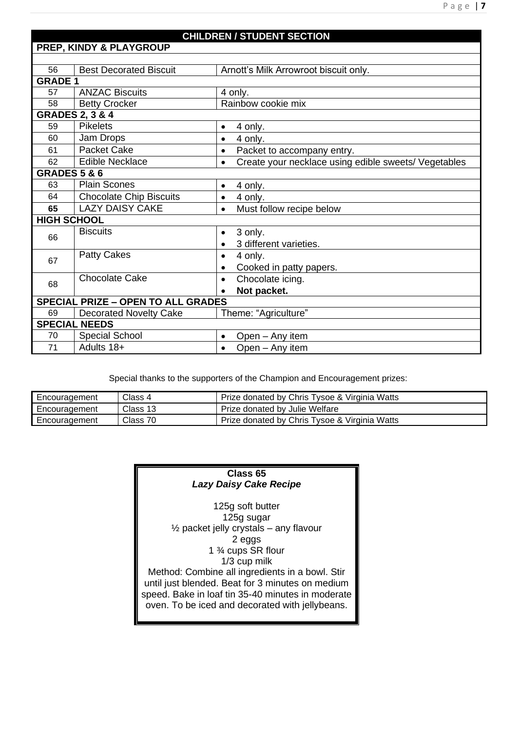| CHILDREN / STUDENT SECTION | | |
|---|---|---|
| **PREP, KINDY & PLAYGROUP** | | |
| 56 | Best Decorated Biscuit | Arnott's Milk Arrowroot biscuit only. |
| **GRADE 1** | | |
| 57 | ANZAC Biscuits | 4 only. |
| 58 | Betty Crocker | Rainbow cookie mix |
| **GRADES 2, 3 & 4** | | |
| 59 | Pikelets | • 4 only. |
| 60 | Jam Drops | • 4 only. |
| 61 | Packet Cake | • Packet to accompany entry. |
| 62 | Edible Necklace | • Create your necklace using edible sweets/ Vegetables |
| **GRADES 5 & 6** | | |
| 63 | Plain Scones | • 4 only. |
| 64 | Chocolate Chip Biscuits | • 4 only. |
| **65** | LAZY DAISY CAKE | • Must follow recipe below |
| **HIGH SCHOOL** | | |
| 66 | Biscuits | • 3 only.<br>• 3 different varieties. |
| 67 | Patty Cakes | • 4 only.<br>• Cooked in patty papers. |
| 68 | Chocolate Cake | • Chocolate icing.<br>• **Not packet.** |
| **SPECIAL PRIZE – OPEN TO ALL GRADES** | | |
| 69 | Decorated Novelty Cake | Theme: "Agriculture" |
| **SPECIAL NEEDS** | | |
| 70 | Special School | • Open – Any item |
| 71 | Adults 18+ | • Open – Any item |

Special thanks to the supporters of the Champion and Encouragement prizes:

| Encouragement | Class 4 | Prize donated by Chris Tysoe & Virginia Watts |
|---|---|---|
| Encouragement | Class 13 | Prize donated by Julie Welfare |
| Encouragement | Class 70 | Prize donated by Chris Tysoe & Virginia Watts |

**Class 65**
***Lazy Daisy Cake Recipe***

125g soft butter
125g sugar
½ packet jelly crystals – any flavour
2 eggs
1 ¾ cups SR flour
1/3 cup milk

Method: Combine all ingredients in a bowl. Stir until just blended. Beat for 3 minutes on medium speed. Bake in loaf tin 35-40 minutes in moderate oven. To be iced and decorated with jellybeans.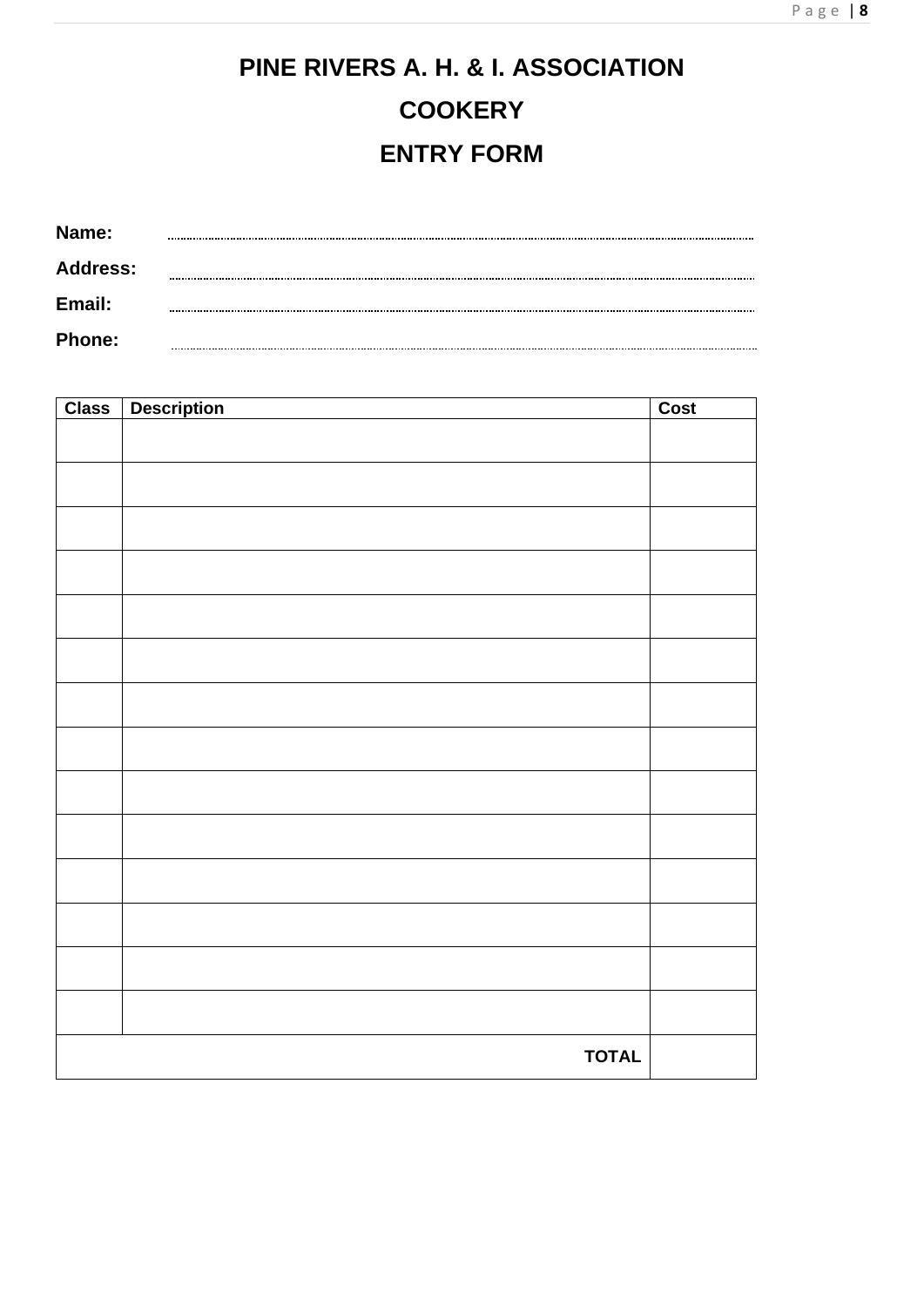# PINE RIVERS A. H. & I. ASSOCIATION

# COOKERY

# ENTRY FORM

**Name:** ..............................................................................................................................

**Address:** ..............................................................................................................................

**Email:** ..............................................................................................................................

**Phone:** ..............................................................................................................................

| Class | Description | Cost |
|---|---|---|
| | | |
| | | |
| | | |
| | | |
| | | |
| | | |
| | | |
| | | |
| | | |
| | | |
| | | |
| | | |
| | | |
| | | |
| | **TOTAL** | |